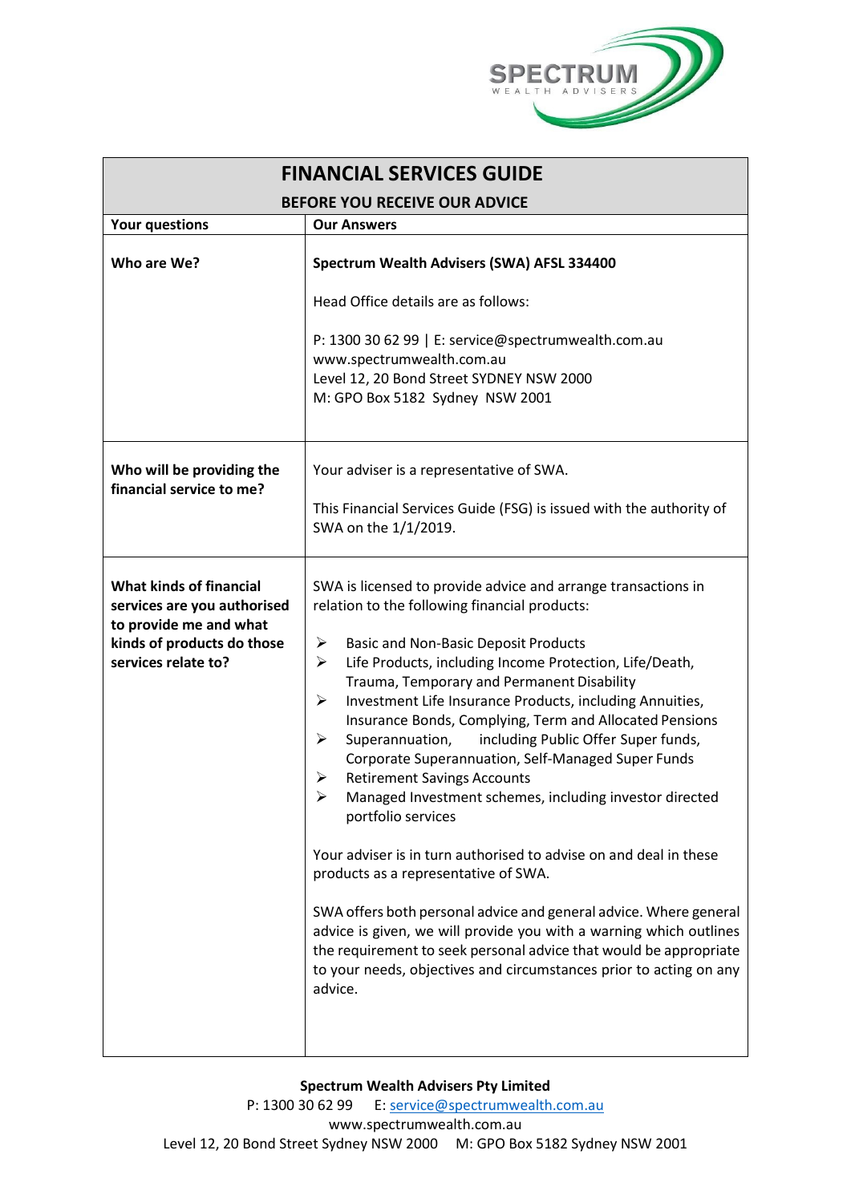# FINANCIAL SERVICES GUIDE

## BEFORE YOU RECEIVE OUR ADVICE

| Your questions | Our Answers |
|---|---|
| **Who are We?** | **Spectrum Wealth Advisers (SWA) AFSL 334400**<br><br>Head Office details are as follows:<br><br>P: 1300 30 62 99 \| E: service@spectrumwealth.com.au<br>www.spectrumwealth.com.au<br>Level 12, 20 Bond Street SYDNEY NSW 2000<br>M: GPO Box 5182 Sydney NSW 2001 |
| **Who will be providing the financial service to me?** | Your adviser is a representative of SWA.<br><br>This Financial Services Guide (FSG) is issued with the authority of SWA on the 1/1/2019. |
| **What kinds of financial services are you authorised to provide me and what kinds of products do those services relate to?** | SWA is licensed to provide advice and arrange transactions in relation to the following financial products:<br><br>➢ Basic and Non-Basic Deposit Products<br>➢ Life Products, including Income Protection, Life/Death, Trauma, Temporary and Permanent Disability<br>➢ Investment Life Insurance Products, including Annuities, Insurance Bonds, Complying, Term and Allocated Pensions<br>➢ Superannuation, including Public Offer Super funds, Corporate Superannuation, Self-Managed Super Funds<br>➢ Retirement Savings Accounts<br>➢ Managed Investment schemes, including investor directed portfolio services<br><br>Your adviser is in turn authorised to advise on and deal in these products as a representative of SWA.<br><br>SWA offers both personal advice and general advice. Where general advice is given, we will provide you with a warning which outlines the requirement to seek personal advice that would be appropriate to your needs, objectives and circumstances prior to acting on any advice. |

**Spectrum Wealth Advisers Pty Limited**
P: 1300 30 62 99 E: service@spectrumwealth.com.au
www.spectrumwealth.com.au
Level 12, 20 Bond Street Sydney NSW 2000 M: GPO Box 5182 Sydney NSW 2001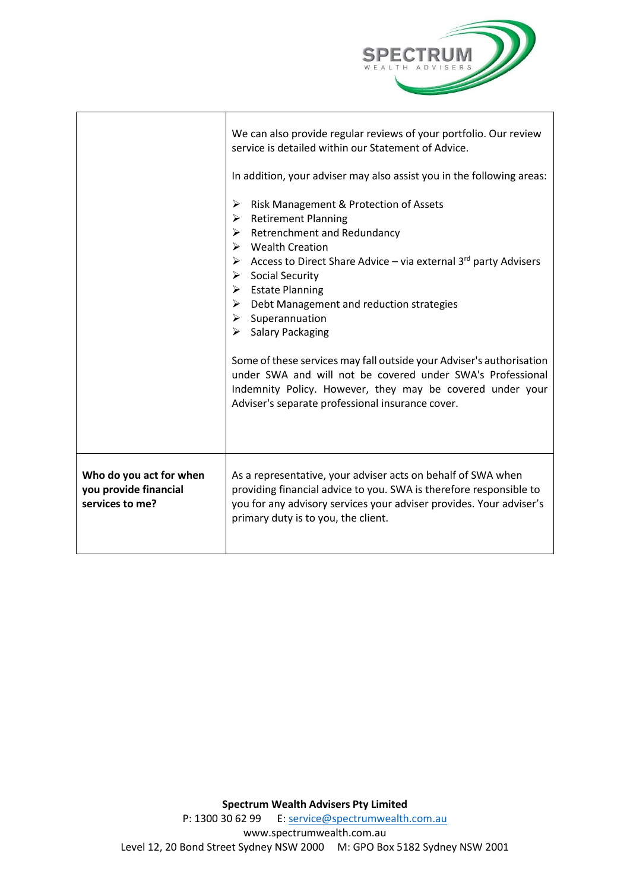| | |
|---|---|
| | We can also provide regular reviews of your portfolio. Our review service is detailed within our Statement of Advice.<br><br>In addition, your adviser may also assist you in the following areas:<br><br>➢ Risk Management & Protection of Assets<br>➢ Retirement Planning<br>➢ Retrenchment and Redundancy<br>➢ Wealth Creation<br>➢ Access to Direct Share Advice – via external 3rd party Advisers<br>➢ Social Security<br>➢ Estate Planning<br>➢ Debt Management and reduction strategies<br>➢ Superannuation<br>➢ Salary Packaging<br><br>Some of these services may fall outside your Adviser's authorisation under SWA and will not be covered under SWA's Professional Indemnity Policy. However, they may be covered under your Adviser's separate professional insurance cover. |
| **Who do you act for when you provide financial services to me?** | As a representative, your adviser acts on behalf of SWA when providing financial advice to you. SWA is therefore responsible to you for any advisory services your adviser provides. Your adviser's primary duty is to you, the client. |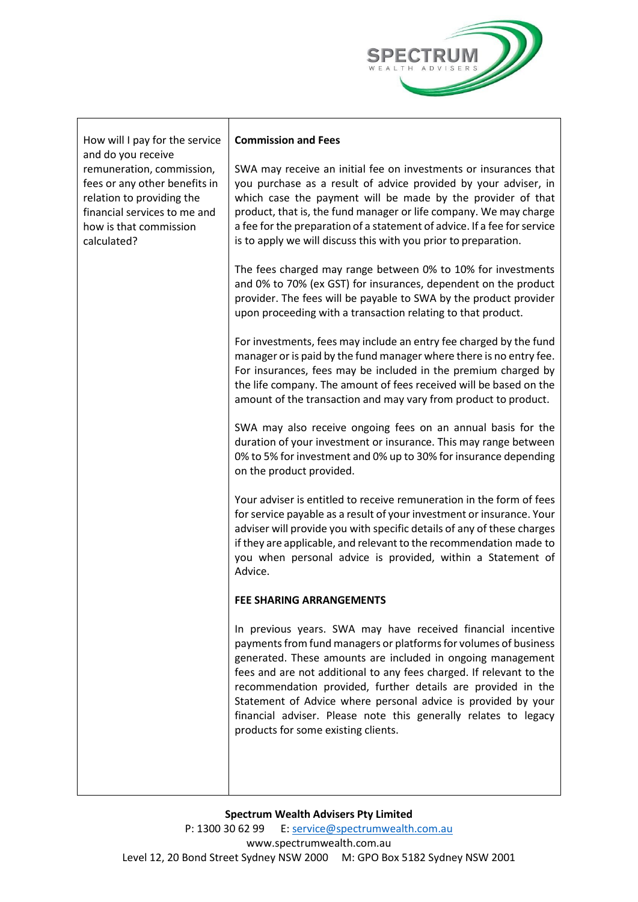| How will I pay for the service and do you receive remuneration, commission, fees or any other benefits in relation to providing the financial services to me and how is that commission calculated? | **Commission and Fees**<br><br>SWA may receive an initial fee on investments or insurances that you purchase as a result of advice provided by your adviser, in which case the payment will be made by the provider of that product, that is, the fund manager or life company. We may charge a fee for the preparation of a statement of advice. If a fee for service is to apply we will discuss this with you prior to preparation.<br><br>The fees charged may range between 0% to 10% for investments and 0% to 70% (ex GST) for insurances, dependent on the product provider. The fees will be payable to SWA by the product provider upon proceeding with a transaction relating to that product.<br><br>For investments, fees may include an entry fee charged by the fund manager or is paid by the fund manager where there is no entry fee. For insurances, fees may be included in the premium charged by the life company. The amount of fees received will be based on the amount of the transaction and may vary from product to product.<br><br>SWA may also receive ongoing fees on an annual basis for the duration of your investment or insurance. This may range between 0% to 5% for investment and 0% up to 30% for insurance depending on the product provided.<br><br>Your adviser is entitled to receive remuneration in the form of fees for service payable as a result of your investment or insurance. Your adviser will provide you with specific details of any of these charges if they are applicable, and relevant to the recommendation made to you when personal advice is provided, within a Statement of Advice.<br><br>**FEE SHARING ARRANGEMENTS**<br><br>In previous years. SWA may have received financial incentive payments from fund managers or platforms for volumes of business generated. These amounts are included in ongoing management fees and are not additional to any fees charged. If relevant to the recommendation provided, further details are provided in the Statement of Advice where personal advice is provided by your financial adviser. Please note this generally relates to legacy products for some existing clients. |
|---|---|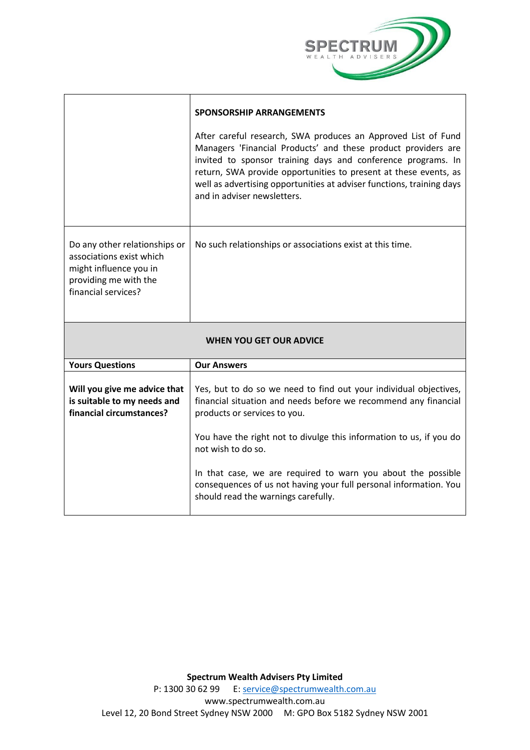| | |
|---|---|
| | **SPONSORSHIP ARRANGEMENTS**<br><br>After careful research, SWA produces an Approved List of Fund Managers 'Financial Products' and these product providers are invited to sponsor training days and conference programs. In return, SWA provide opportunities to present at these events, as well as advertising opportunities at adviser functions, training days and in adviser newsletters. |
| Do any other relationships or associations exist which might influence you in providing me with the financial services? | No such relationships or associations exist at this time. |

**WHEN YOU GET OUR ADVICE**

| Yours Questions | Our Answers |
|---|---|
| **Will you give me advice that is suitable to my needs and financial circumstances?** | Yes, but to do so we need to find out your individual objectives, financial situation and needs before we recommend any financial products or services to you.<br><br>You have the right not to divulge this information to us, if you do not wish to do so.<br><br>In that case, we are required to warn you about the possible consequences of us not having your full personal information. You should read the warnings carefully. |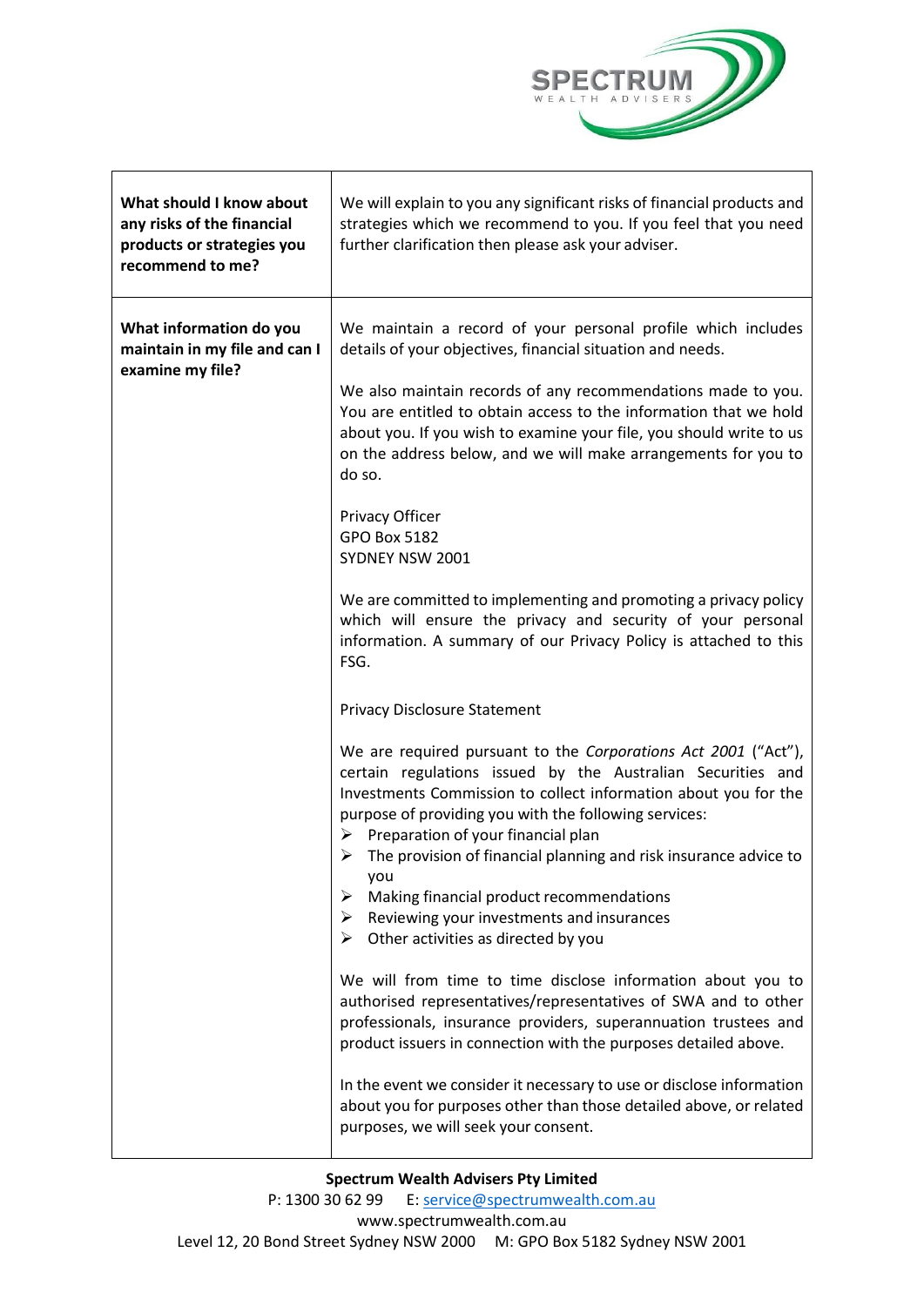| | |
|---|---|
| **What should I know about any risks of the financial products or strategies you recommend to me?** | We will explain to you any significant risks of financial products and strategies which we recommend to you. If you feel that you need further clarification then please ask your adviser. |
| **What information do you maintain in my file and can I examine my file?** | We maintain a record of your personal profile which includes details of your objectives, financial situation and needs.<br><br>We also maintain records of any recommendations made to you. You are entitled to obtain access to the information that we hold about you. If you wish to examine your file, you should write to us on the address below, and we will make arrangements for you to do so.<br><br>Privacy Officer<br>GPO Box 5182<br>SYDNEY NSW 2001<br><br>We are committed to implementing and promoting a privacy policy which will ensure the privacy and security of your personal information. A summary of our Privacy Policy is attached to this FSG.<br><br>Privacy Disclosure Statement<br><br>We are required pursuant to the *Corporations Act 2001* ("Act"), certain regulations issued by the Australian Securities and Investments Commission to collect information about you for the purpose of providing you with the following services:<br>➢ Preparation of your financial plan<br>➢ The provision of financial planning and risk insurance advice to you<br>➢ Making financial product recommendations<br>➢ Reviewing your investments and insurances<br>➢ Other activities as directed by you<br><br>We will from time to time disclose information about you to authorised representatives/representatives of SWA and to other professionals, insurance providers, superannuation trustees and product issuers in connection with the purposes detailed above.<br><br>In the event we consider it necessary to use or disclose information about you for purposes other than those detailed above, or related purposes, we will seek your consent. |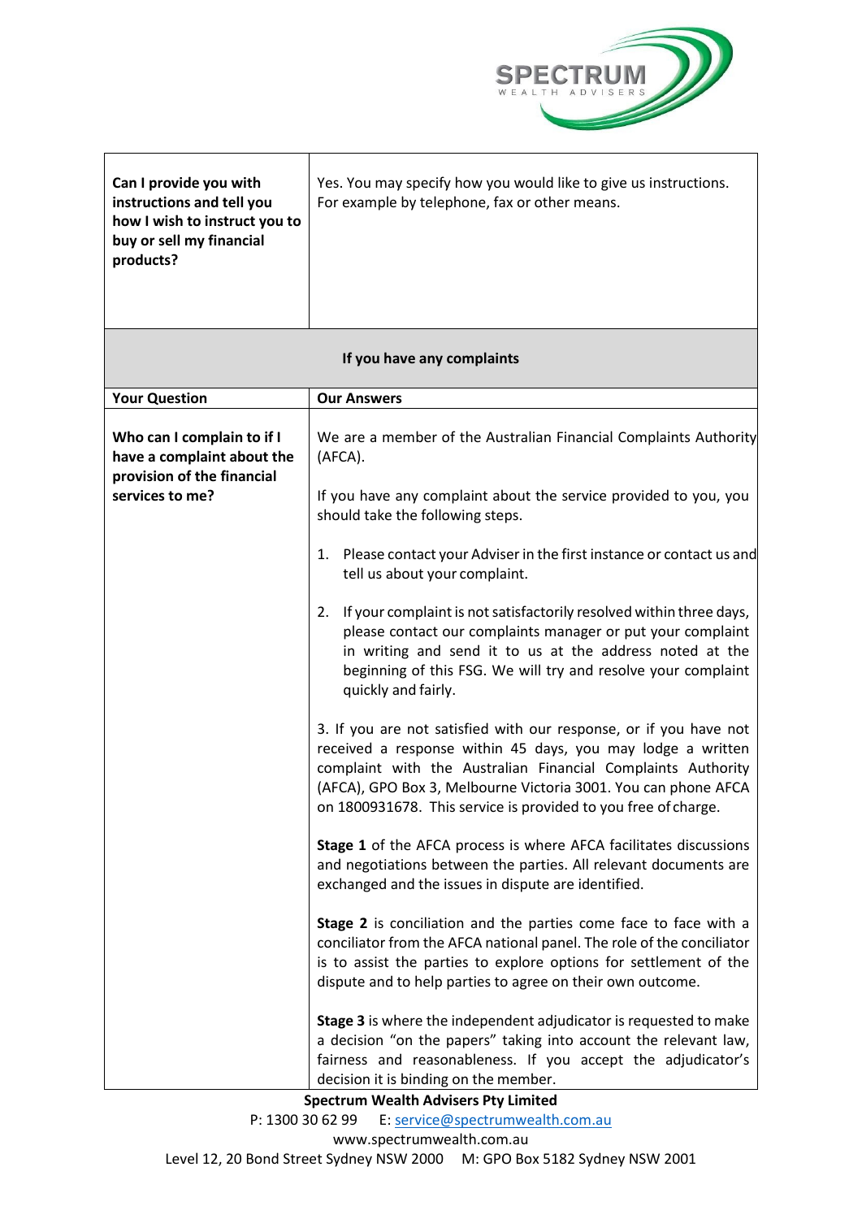| | |
|---|---|
| **Can I provide you with instructions and tell you how I wish to instruct you to buy or sell my financial products?** | Yes. You may specify how you would like to give us instructions. For example by telephone, fax or other means. |

**If you have any complaints**

| Your Question | Our Answers |
|---|---|
| **Who can I complain to if I have a complaint about the provision of the financial services to me?** | We are a member of the Australian Financial Complaints Authority (AFCA).<br><br>If you have any complaint about the service provided to you, you should take the following steps.<br><br>1. Please contact your Adviser in the first instance or contact us and tell us about your complaint.<br><br>2. If your complaint is not satisfactorily resolved within three days, please contact our complaints manager or put your complaint in writing and send it to us at the address noted at the beginning of this FSG. We will try and resolve your complaint quickly and fairly.<br><br>3. If you are not satisfied with our response, or if you have not received a response within 45 days, you may lodge a written complaint with the Australian Financial Complaints Authority (AFCA), GPO Box 3, Melbourne Victoria 3001. You can phone AFCA on 1800931678. This service is provided to you free of charge.<br><br>**Stage 1** of the AFCA process is where AFCA facilitates discussions and negotiations between the parties. All relevant documents are exchanged and the issues in dispute are identified.<br><br>**Stage 2** is conciliation and the parties come face to face with a conciliator from the AFCA national panel. The role of the conciliator is to assist the parties to explore options for settlement of the dispute and to help parties to agree on their own outcome.<br><br>**Stage 3** is where the independent adjudicator is requested to make a decision "on the papers" taking into account the relevant law, fairness and reasonableness. If you accept the adjudicator's decision it is binding on the member. |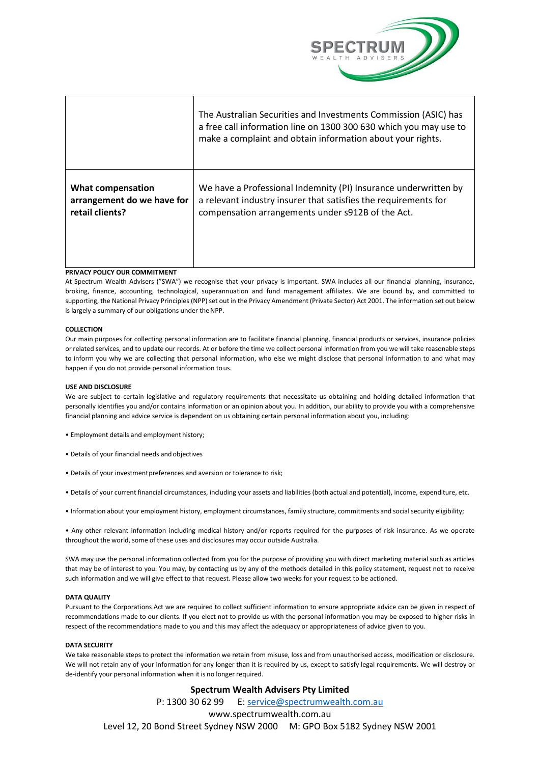| | |
|---|---|
| | The Australian Securities and Investments Commission (ASIC) has a free call information line on 1300 300 630 which you may use to make a complaint and obtain information about your rights. |
| **What compensation arrangement do we have for retail clients?** | We have a Professional Indemnity (PI) Insurance underwritten by a relevant industry insurer that satisfies the requirements for compensation arrangements under s912B of the Act. |

**PRIVACY POLICY OUR COMMITMENT**

At Spectrum Wealth Advisers ("SWA") we recognise that your privacy is important. SWA includes all our financial planning, insurance, broking, finance, accounting, technological, superannuation and fund management affiliates. We are bound by, and committed to supporting, the National Privacy Principles (NPP) set out in the Privacy Amendment (Private Sector) Act 2001. The information set out below is largely a summary of our obligations under the NPP.

**COLLECTION**

Our main purposes for collecting personal information are to facilitate financial planning, financial products or services, insurance policies or related services, and to update our records. At or before the time we collect personal information from you we will take reasonable steps to inform you why we are collecting that personal information, who else we might disclose that personal information to and what may happen if you do not provide personal information to us.

**USE AND DISCLOSURE**

We are subject to certain legislative and regulatory requirements that necessitate us obtaining and holding detailed information that personally identifies you and/or contains information or an opinion about you. In addition, our ability to provide you with a comprehensive financial planning and advice service is dependent on us obtaining certain personal information about you, including:

- Employment details and employment history;
- Details of your financial needs and objectives
- Details of your investment preferences and aversion or tolerance to risk;
- Details of your current financial circumstances, including your assets and liabilities (both actual and potential), income, expenditure, etc.
- Information about your employment history, employment circumstances, family structure, commitments and social security eligibility;
- Any other relevant information including medical history and/or reports required for the purposes of risk insurance. As we operate throughout the world, some of these uses and disclosures may occur outside Australia.

SWA may use the personal information collected from you for the purpose of providing you with direct marketing material such as articles that may be of interest to you. You may, by contacting us by any of the methods detailed in this policy statement, request not to receive such information and we will give effect to that request. Please allow two weeks for your request to be actioned.

**DATA QUALITY**

Pursuant to the Corporations Act we are required to collect sufficient information to ensure appropriate advice can be given in respect of recommendations made to our clients. If you elect not to provide us with the personal information you may be exposed to higher risks in respect of the recommendations made to you and this may affect the adequacy or appropriateness of advice given to you.

**DATA SECURITY**

We take reasonable steps to protect the information we retain from misuse, loss and from unauthorised access, modification or disclosure. We will not retain any of your information for any longer than it is required by us, except to satisfy legal requirements. We will destroy or de-identify your personal information when it is no longer required.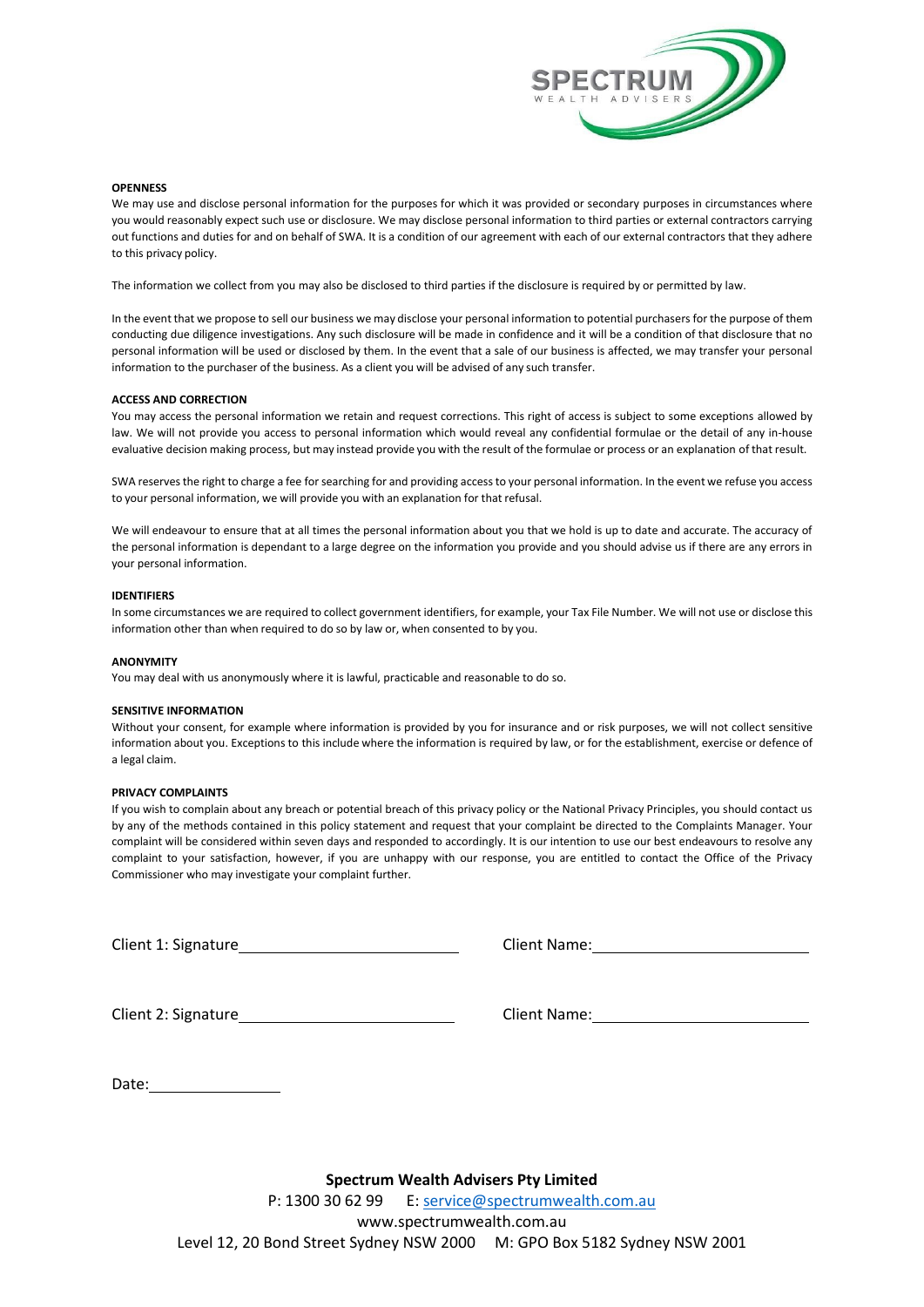**OPENNESS**

We may use and disclose personal information for the purposes for which it was provided or secondary purposes in circumstances where you would reasonably expect such use or disclosure. We may disclose personal information to third parties or external contractors carrying out functions and duties for and on behalf of SWA. It is a condition of our agreement with each of our external contractors that they adhere to this privacy policy.

The information we collect from you may also be disclosed to third parties if the disclosure is required by or permitted by law.

In the event that we propose to sell our business we may disclose your personal information to potential purchasers for the purpose of them conducting due diligence investigations. Any such disclosure will be made in confidence and it will be a condition of that disclosure that no personal information will be used or disclosed by them. In the event that a sale of our business is affected, we may transfer your personal information to the purchaser of the business. As a client you will be advised of any such transfer.

**ACCESS AND CORRECTION**

You may access the personal information we retain and request corrections. This right of access is subject to some exceptions allowed by law. We will not provide you access to personal information which would reveal any confidential formulae or the detail of any in-house evaluative decision making process, but may instead provide you with the result of the formulae or process or an explanation of that result.

SWA reserves the right to charge a fee for searching for and providing access to your personal information. In the event we refuse you access to your personal information, we will provide you with an explanation for that refusal.

We will endeavour to ensure that at all times the personal information about you that we hold is up to date and accurate. The accuracy of the personal information is dependant to a large degree on the information you provide and you should advise us if there are any errors in your personal information.

**IDENTIFIERS**

In some circumstances we are required to collect government identifiers, for example, your Tax File Number. We will not use or disclose this information other than when required to do so by law or, when consented to by you.

**ANONYMITY**

You may deal with us anonymously where it is lawful, practicable and reasonable to do so.

**SENSITIVE INFORMATION**

Without your consent, for example where information is provided by you for insurance and or risk purposes, we will not collect sensitive information about you. Exceptions to this include where the information is required by law, or for the establishment, exercise or defence of a legal claim.

**PRIVACY COMPLAINTS**

If you wish to complain about any breach or potential breach of this privacy policy or the National Privacy Principles, you should contact us by any of the methods contained in this policy statement and request that your complaint be directed to the Complaints Manager. Your complaint will be considered within seven days and responded to accordingly. It is our intention to use our best endeavours to resolve any complaint to your satisfaction, however, if you are unhappy with our response, you are entitled to contact the Office of the Privacy Commissioner who may investigate your complaint further.

Client 1: Signature\_\_\_\_\_\_\_\_\_\_\_\_\_\_\_\_\_\_\_\_\_\_\_\_ Client Name:\_\_\_\_\_\_\_\_\_\_\_\_\_\_\_\_\_\_\_\_\_\_\_\_

Client 2: Signature\_\_\_\_\_\_\_\_\_\_\_\_\_\_\_\_\_\_\_\_\_\_\_\_ Client Name:\_\_\_\_\_\_\_\_\_\_\_\_\_\_\_\_\_\_\_\_\_\_\_\_

Date:\_\_\_\_\_\_\_\_\_\_\_\_\_\_\_\_

**Spectrum Wealth Advisers Pty Limited**

P: 1300 30 62 99 E: service@spectrumwealth.com.au

www.spectrumwealth.com.au

Level 12, 20 Bond Street Sydney NSW 2000 M: GPO Box 5182 Sydney NSW 2001